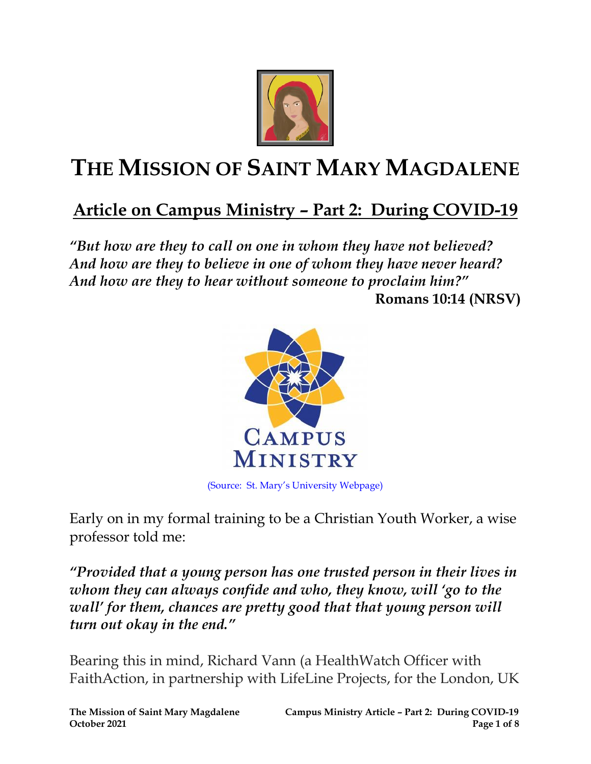# THE MISSION OF SAINT MARY MAGDALENE

## Article on Campus Ministry – Part 2: During COVID-19

*"But how are they to call on one in whom they have not believed? And how are they to believe in one of whom they have never heard? And how are they to hear without someone to proclaim him?"*

**Romans 10:14 (NRSV)**

(Source: St. Mary's University Webpage)

Early on in my formal training to be a Christian Youth Worker, a wise professor told me:

***"Provided that a young person has one trusted person in their lives in whom they can always confide and who, they know, will 'go to the wall' for them, chances are pretty good that that young person will turn out okay in the end."***

Bearing this in mind, Richard Vann (a HealthWatch Officer with FaithAction, in partnership with LifeLine Projects, for the London, UK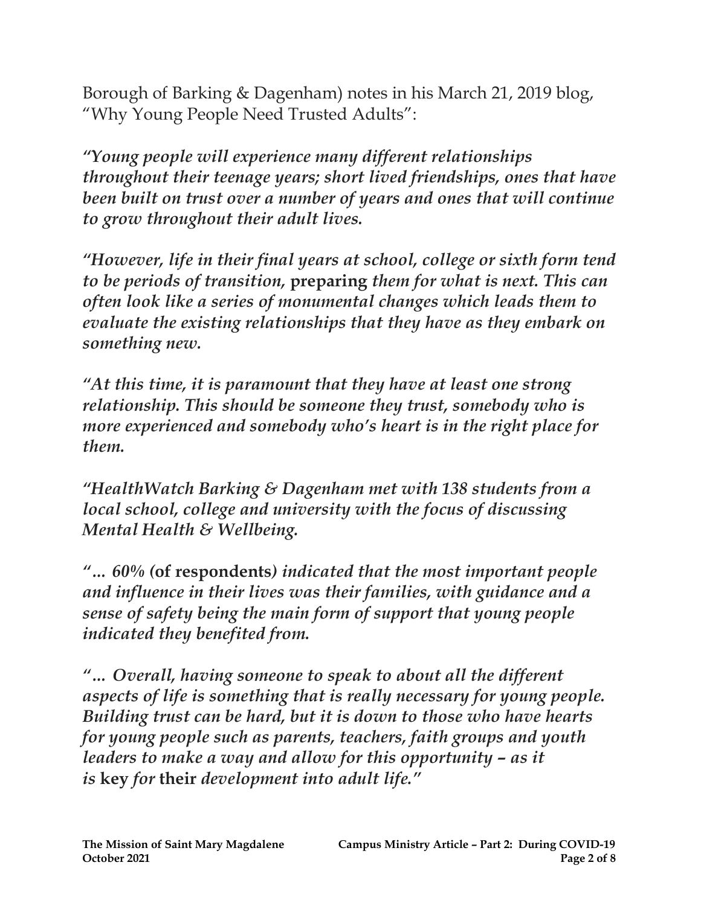Borough of Barking & Dagenham) notes in his March 21, 2019 blog, "Why Young People Need Trusted Adults":

*"Young people will experience many different relationships throughout their teenage years; short lived friendships, ones that have been built on trust over a number of years and ones that will continue to grow throughout their adult lives.*

*"However, life in their final years at school, college or sixth form tend to be periods of transition,* **preparing** *them for what is next. This can often look like a series of monumental changes which leads them to evaluate the existing relationships that they have as they embark on something new.*

*"At this time, it is paramount that they have at least one strong relationship. This should be someone they trust, somebody who is more experienced and somebody who's heart is in the right place for them.*

*"HealthWatch Barking & Dagenham met with 138 students from a local school, college and university with the focus of discussing Mental Health & Wellbeing.*

*"... 60%* **(of respondents)** *indicated that the most important people and influence in their lives was their families, with guidance and a sense of safety being the main form of support that young people indicated they benefited from.*

*"... Overall, having someone to speak to about all the different aspects of life is something that is really necessary for young people. Building trust can be hard, but it is down to those who have hearts for young people such as parents, teachers, faith groups and youth leaders to make a way and allow for this opportunity – as it is* **key** *for* **their** *development into adult life."*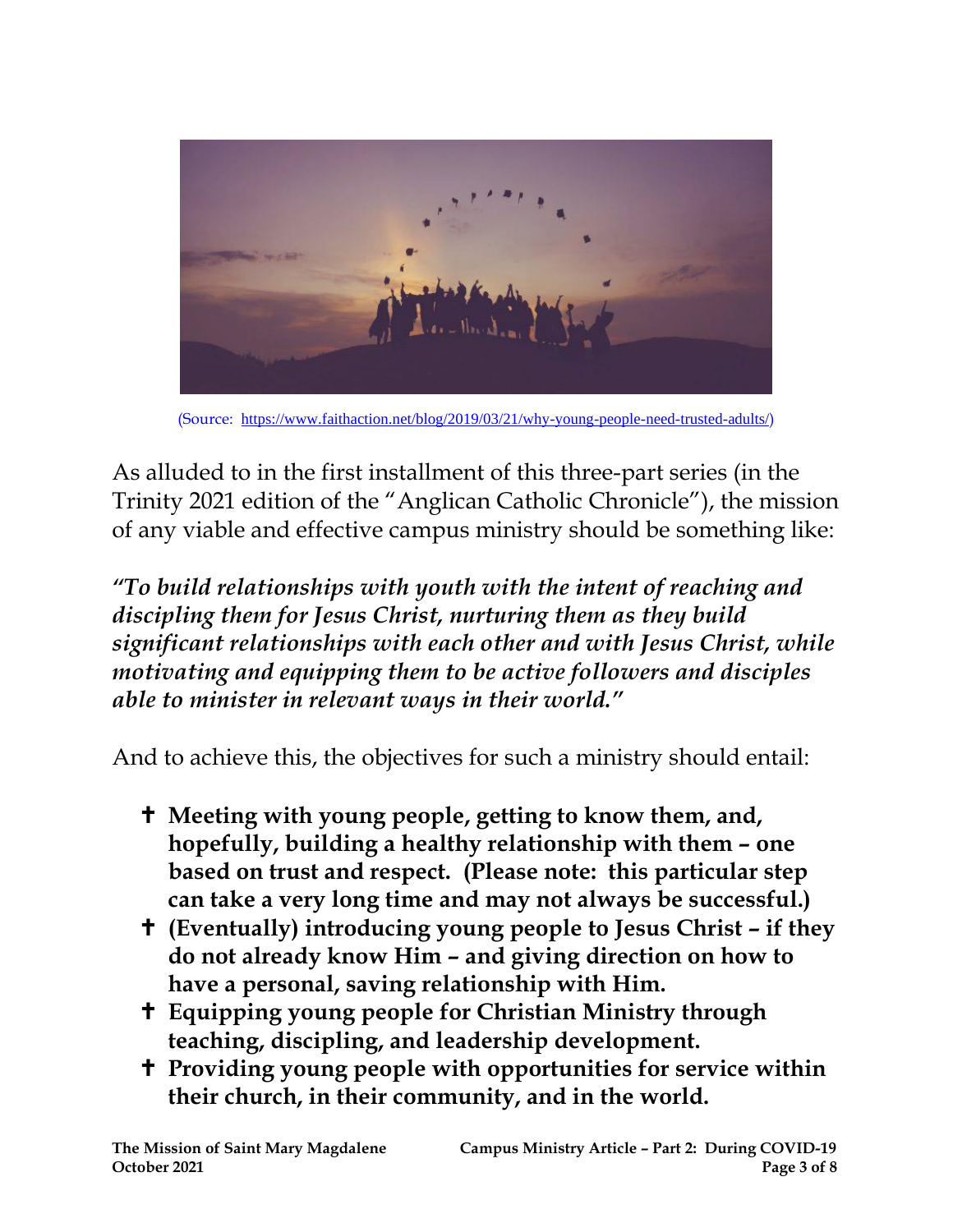(Source: https://www.faithaction.net/blog/2019/03/21/why-young-people-need-trusted-adults/)

As alluded to in the first installment of this three-part series (in the Trinity 2021 edition of the "Anglican Catholic Chronicle"), the mission of any viable and effective campus ministry should be something like:

***"To build relationships with youth with the intent of reaching and discipling them for Jesus Christ, nurturing them as they build significant relationships with each other and with Jesus Christ, while motivating and equipping them to be active followers and disciples able to minister in relevant ways in their world."***

And to achieve this, the objectives for such a ministry should entail:

- ✝ **Meeting with young people, getting to know them, and, hopefully, building a healthy relationship with them – one based on trust and respect. (Please note: this particular step can take a very long time and may not always be successful.)**
- ✝ **(Eventually) introducing young people to Jesus Christ – if they do not already know Him – and giving direction on how to have a personal, saving relationship with Him.**
- ✝ **Equipping young people for Christian Ministry through teaching, discipling, and leadership development.**
- ✝ **Providing young people with opportunities for service within their church, in their community, and in the world.**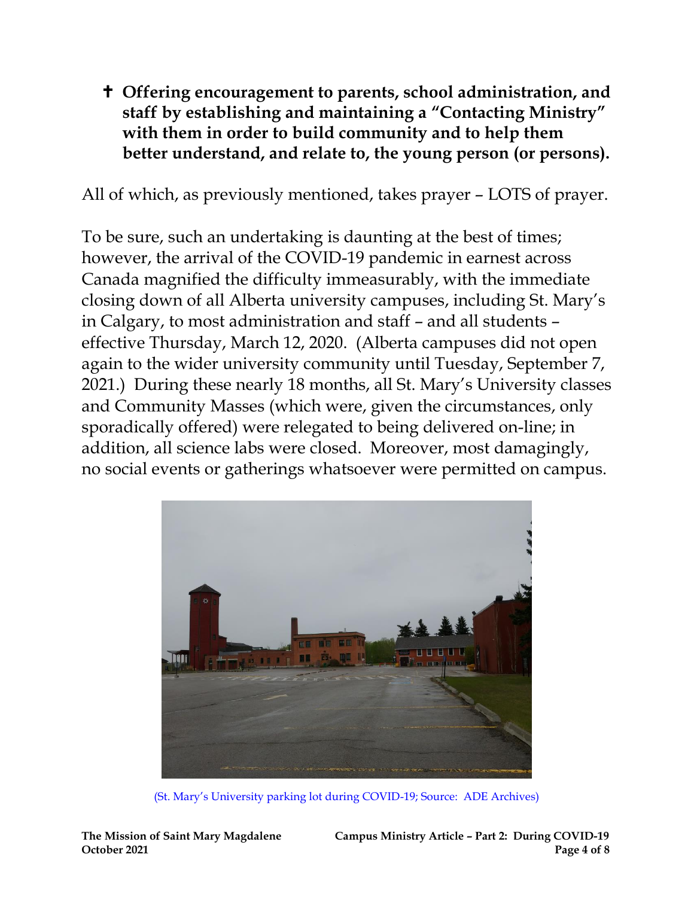- ✝ **Offering encouragement to parents, school administration, and staff by establishing and maintaining a "Contacting Ministry" with them in order to build community and to help them better understand, and relate to, the young person (or persons).**

All of which, as previously mentioned, takes prayer – LOTS of prayer.

To be sure, such an undertaking is daunting at the best of times; however, the arrival of the COVID-19 pandemic in earnest across Canada magnified the difficulty immeasurably, with the immediate closing down of all Alberta university campuses, including St. Mary's in Calgary, to most administration and staff – and all students – effective Thursday, March 12, 2020. (Alberta campuses did not open again to the wider university community until Tuesday, September 7, 2021.) During these nearly 18 months, all St. Mary's University classes and Community Masses (which were, given the circumstances, only sporadically offered) were relegated to being delivered on-line; in addition, all science labs were closed. Moreover, most damagingly, no social events or gatherings whatsoever were permitted on campus.

(St. Mary's University parking lot during COVID-19; Source: ADE Archives)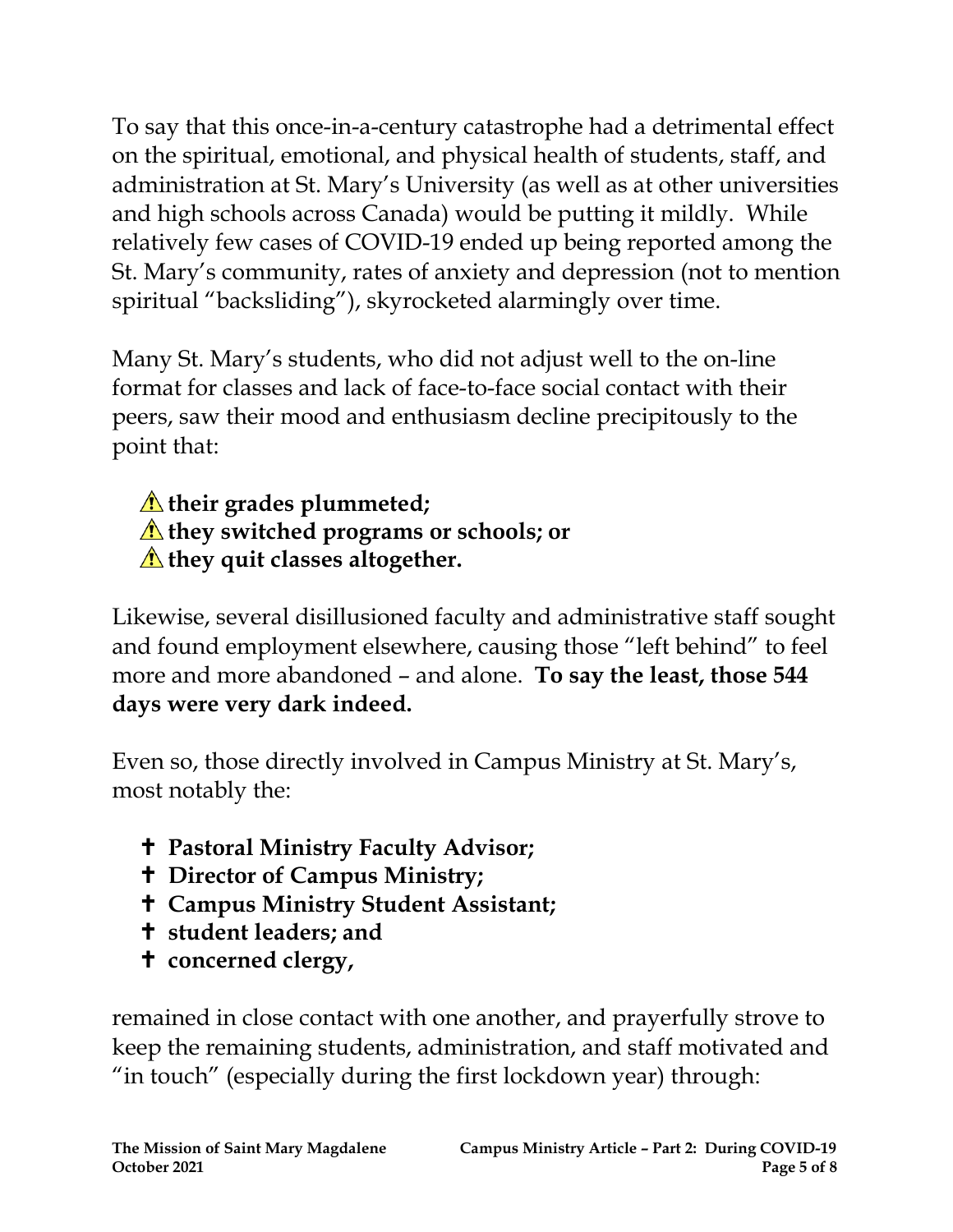To say that this once-in-a-century catastrophe had a detrimental effect on the spiritual, emotional, and physical health of students, staff, and administration at St. Mary's University (as well as at other universities and high schools across Canada) would be putting it mildly. While relatively few cases of COVID-19 ended up being reported among the St. Mary's community, rates of anxiety and depression (not to mention spiritual "backsliding"), skyrocketed alarmingly over time.

Many St. Mary's students, who did not adjust well to the on-line format for classes and lack of face-to-face social contact with their peers, saw their mood and enthusiasm decline precipitously to the point that:

- ⚠ **their grades plummeted;**
- ⚠ **they switched programs or schools; or**
- ⚠ **they quit classes altogether.**

Likewise, several disillusioned faculty and administrative staff sought and found employment elsewhere, causing those "left behind" to feel more and more abandoned – and alone. **To say the least, those 544 days were very dark indeed.**

Even so, those directly involved in Campus Ministry at St. Mary's, most notably the:

- ✝ **Pastoral Ministry Faculty Advisor;**
- ✝ **Director of Campus Ministry;**
- ✝ **Campus Ministry Student Assistant;**
- ✝ **student leaders; and**
- ✝ **concerned clergy,**

remained in close contact with one another, and prayerfully strove to keep the remaining students, administration, and staff motivated and "in touch" (especially during the first lockdown year) through: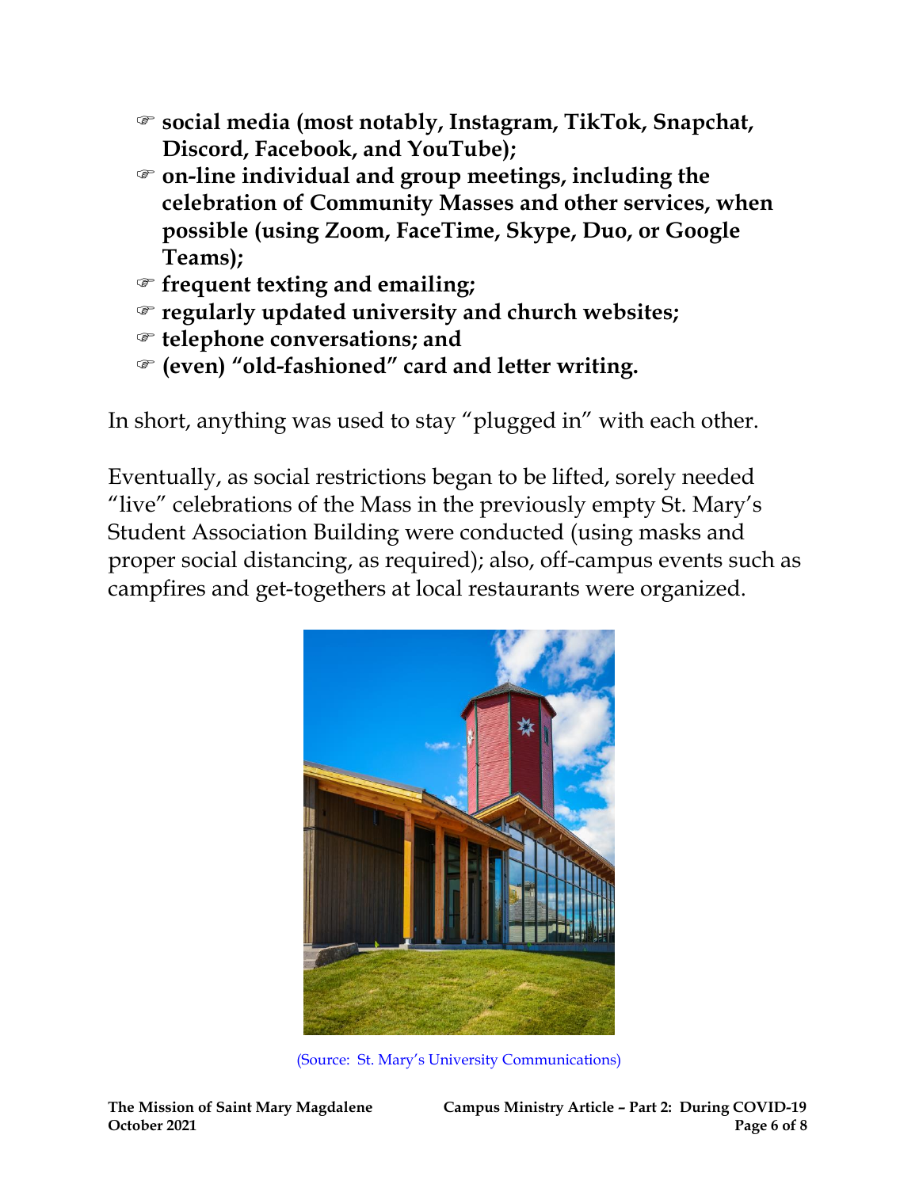- **social media (most notably, Instagram, TikTok, Snapchat, Discord, Facebook, and YouTube);**
- **on-line individual and group meetings, including the celebration of Community Masses and other services, when possible (using Zoom, FaceTime, Skype, Duo, or Google Teams);**
- **frequent texting and emailing;**
- **regularly updated university and church websites;**
- **telephone conversations; and**
- **(even) "old-fashioned" card and letter writing.**

In short, anything was used to stay "plugged in" with each other.

Eventually, as social restrictions began to be lifted, sorely needed "live" celebrations of the Mass in the previously empty St. Mary's Student Association Building were conducted (using masks and proper social distancing, as required); also, off-campus events such as campfires and get-togethers at local restaurants were organized.

(Source: St. Mary's University Communications)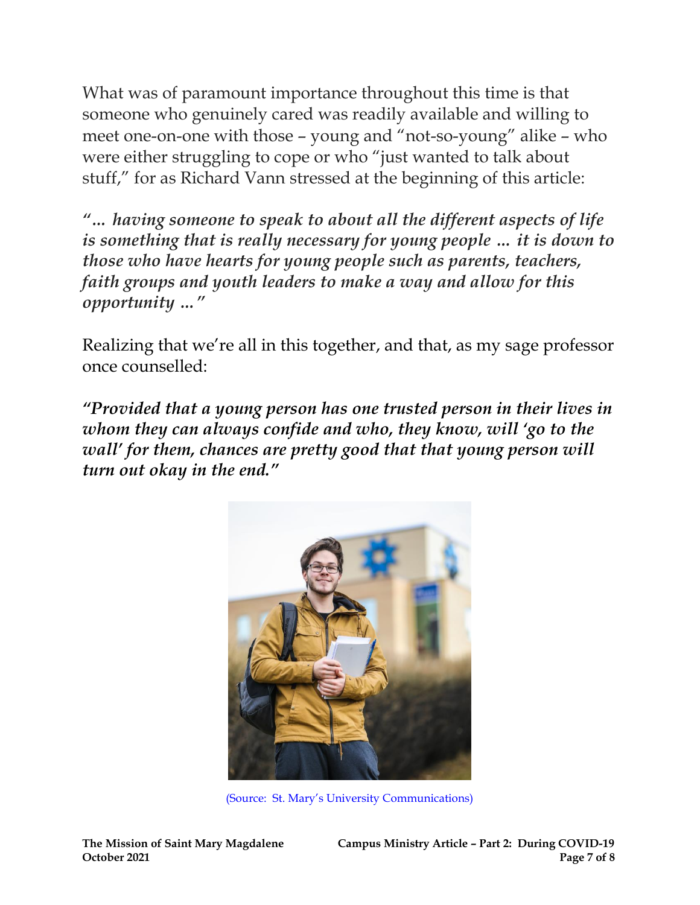What was of paramount importance throughout this time is that someone who genuinely cared was readily available and willing to meet one-on-one with those – young and "not-so-young" alike – who were either struggling to cope or who "just wanted to talk about stuff," for as Richard Vann stressed at the beginning of this article:

***"… having someone to speak to about all the different aspects of life is something that is really necessary for young people … it is down to those who have hearts for young people such as parents, teachers, faith groups and youth leaders to make a way and allow for this opportunity …"***

Realizing that we're all in this together, and that, as my sage professor once counselled:

***"Provided that a young person has one trusted person in their lives in whom they can always confide and who, they know, will 'go to the wall' for them, chances are pretty good that that young person will turn out okay in the end."***

(Source: St. Mary's University Communications)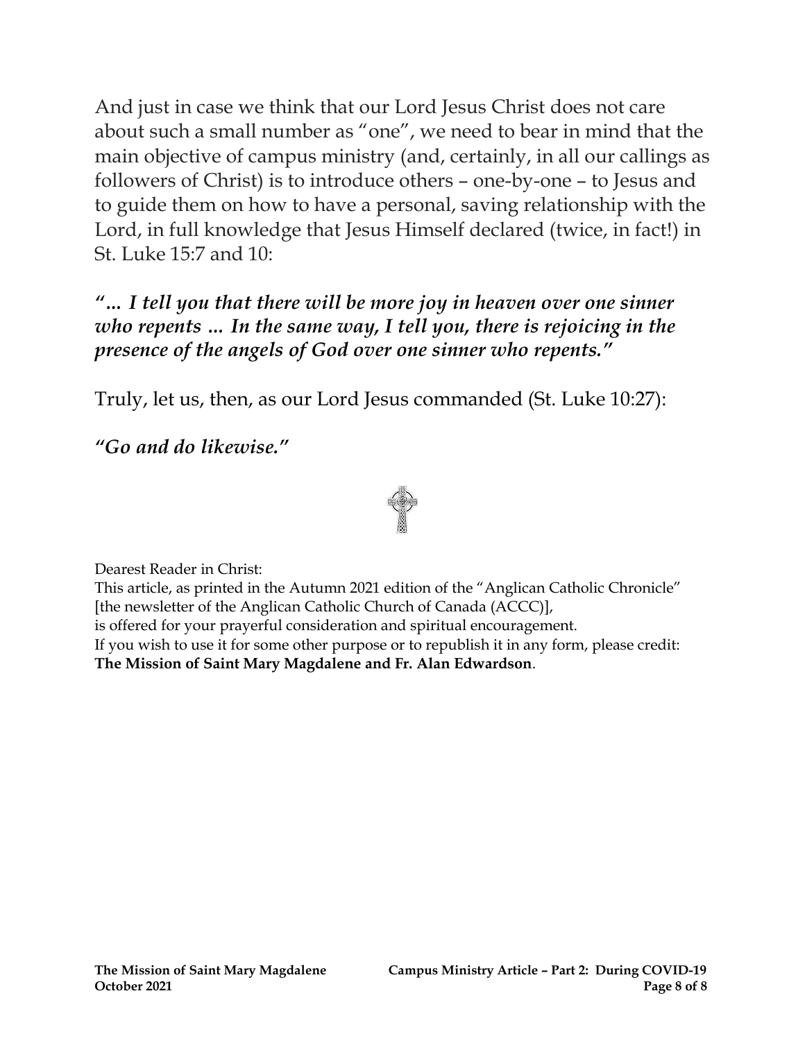And just in case we think that our Lord Jesus Christ does not care about such a small number as "one", we need to bear in mind that the main objective of campus ministry (and, certainly, in all our callings as followers of Christ) is to introduce others – one-by-one – to Jesus and to guide them on how to have a personal, saving relationship with the Lord, in full knowledge that Jesus Himself declared (twice, in fact!) in St. Luke 15:7 and 10:

***"... I tell you that there will be more joy in heaven over one sinner who repents ... In the same way, I tell you, there is rejoicing in the presence of the angels of God over one sinner who repents."***

Truly, let us, then, as our Lord Jesus commanded (St. Luke 10:27):

***"Go and do likewise."***

Dearest Reader in Christ:
This article, as printed in the Autumn 2021 edition of the "Anglican Catholic Chronicle" [the newsletter of the Anglican Catholic Church of Canada (ACCC)],
is offered for your prayerful consideration and spiritual encouragement.
If you wish to use it for some other purpose or to republish it in any form, please credit:
**The Mission of Saint Mary Magdalene and Fr. Alan Edwardson**.